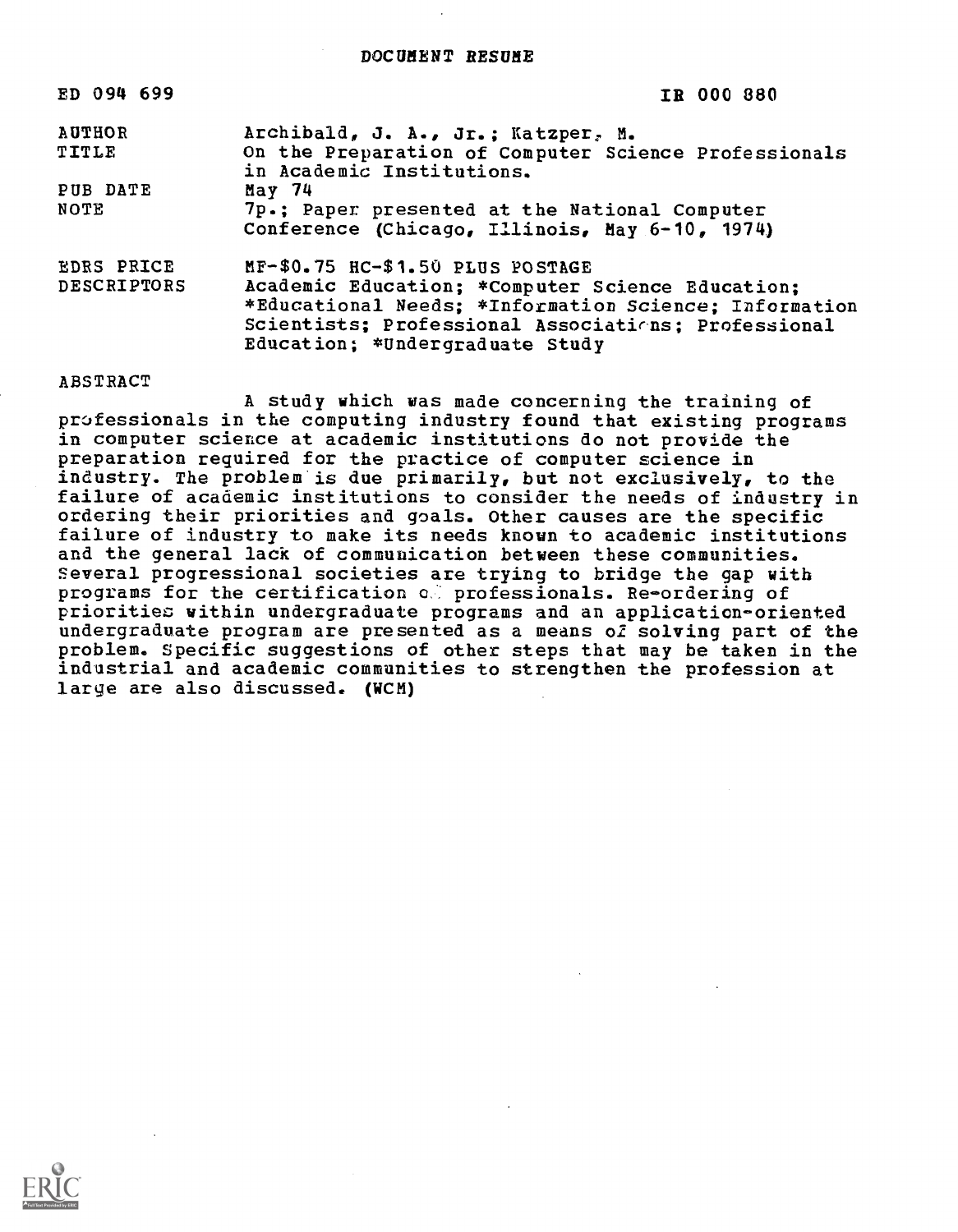# DOCUMENT RESUME

| | |
|---|---|
| ED 094 699 | IR 000 880 |
| AUTHOR | Archibald, J. A., Jr.; Katzper, M. |
| TITLE | On the Preparation of Computer Science Professionals in Academic Institutions. |
| PUB DATE | May 74 |
| NOTE | 7p.; Paper presented at the National Computer Conference (Chicago, Illinois, May 6-10, 1974) |
| EDRS PRICE | MF-$0.75 HC-$1.50 PLUS POSTAGE |
| DESCRIPTORS | Academic Education; *Computer Science Education; *Educational Needs; *Information Science; Information Scientists; Professional Associations; Professional Education; *Undergraduate Study |

## ABSTRACT

A study which was made concerning the training of professionals in the computing industry found that existing programs in computer science at academic institutions do not provide the preparation required for the practice of computer science in industry. The problem is due primarily, but not exclusively, to the failure of academic institutions to consider the needs of industry in ordering their priorities and goals. Other causes are the specific failure of industry to make its needs known to academic institutions and the general lack of communication between these communities. Several progressional societies are trying to bridge the gap with programs for the certification of professionals. Re-ordering of priorities within undergraduate programs and an application-oriented undergraduate program are presented as a means of solving part of the problem. Specific suggestions of other steps that may be taken in the industrial and academic communities to strengthen the profession at large are also discussed. (WCM)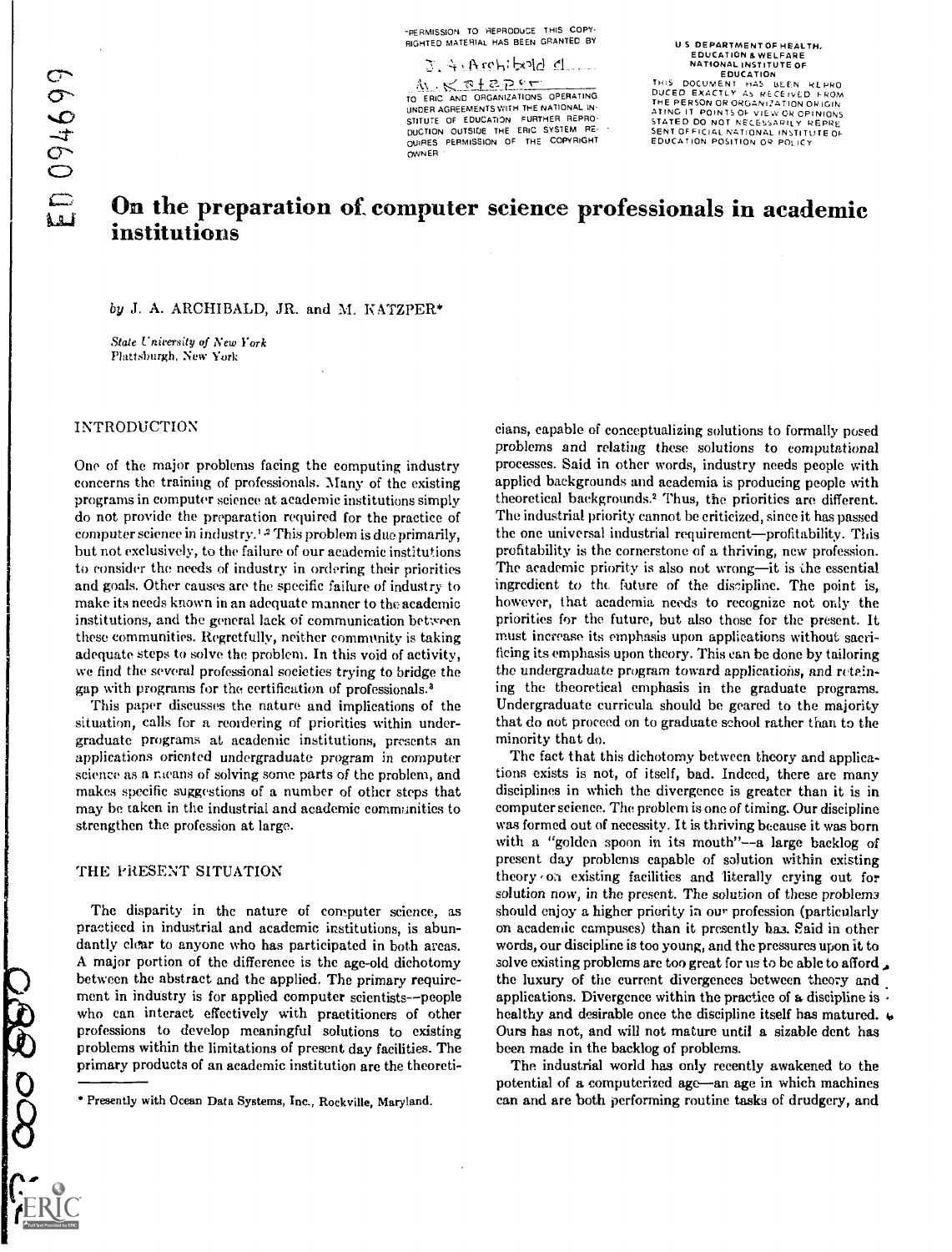"PERMISSION TO REPRODUCE THIS COPYRIGHTED MATERIAL HAS BEEN GRANTED BY J. A. Archibald Jr. M. Katzper TO ERIC AND ORGANIZATIONS OPERATING UNDER AGREEMENTS WITH THE NATIONAL INSTITUTE OF EDUCATION. FURTHER REPRODUCTION OUTSIDE THE ERIC SYSTEM REQUIRES PERMISSION OF THE COPYRIGHT OWNER"

U S DEPARTMENT OF HEALTH, EDUCATION & WELFARE NATIONAL INSTITUTE OF EDUCATION THIS DOCUMENT HAS BEEN REPRODUCED EXACTLY AS RECEIVED FROM THE PERSON OR ORGANIZATION ORIGINATING IT POINTS OF VIEW OR OPINIONS STATED DO NOT NECESSARILY REPRESENT OFFICIAL NATIONAL INSTITUTE OF EDUCATION POSITION OR POLICY

ED 094699

# On the preparation of computer science professionals in academic institutions

*by* J. A. ARCHIBALD, JR. and M. KATZPER*

*State University of New York*
Plattsburgh, New York

## INTRODUCTION

One of the major problems facing the computing industry concerns the training of professionals. Many of the existing programs in computer science at academic institutions simply do not provide the preparation required for the practice of computer science in industry.[1,2] This problem is due primarily, but not exclusively, to the failure of our academic institutions to consider the needs of industry in ordering their priorities and goals. Other causes are the specific failure of industry to make its needs known in an adequate manner to the academic institutions, and the general lack of communication between these communities. Regretfully, neither community is taking adequate steps to solve the problem. In this void of activity, we find the several professional societies trying to bridge the gap with programs for the certification of professionals.[3]

This paper discusses the nature and implications of the situation, calls for a reordering of priorities within undergraduate programs at academic institutions, presents an applications oriented undergraduate program in computer science as a means of solving some parts of the problem, and makes specific suggestions of a number of other steps that may be taken in the industrial and academic communities to strengthen the profession at large.

## THE PRESENT SITUATION

The disparity in the nature of computer science, as practiced in industrial and academic institutions, is abundantly clear to anyone who has participated in both areas. A major portion of the difference is the age-old dichotomy between the abstract and the applied. The primary requirement in industry is for applied computer scientists—people who can interact effectively with practitioners of other professions to develop meaningful solutions to existing problems within the limitations of present day facilities. The primary products of an academic institution are the theoreticians, capable of conceptualizing solutions to formally posed problems and relating these solutions to computational processes. Said in other words, industry needs people with applied backgrounds and academia is producing people with theoretical backgrounds.[2] Thus, the priorities are different. The industrial priority cannot be criticized, since it has passed the one universal industrial requirement—profitability. This profitability is the cornerstone of a thriving, new profession. The academic priority is also not wrong—it is the essential ingredient to the future of the discipline. The point is, however, that academia needs to recognize not only the priorities for the future, but also those for the present. It must increase its emphasis upon applications without sacrificing its emphasis upon theory. This can be done by tailoring the undergraduate program toward applications, and retaining the theoretical emphasis in the graduate programs. Undergraduate curricula should be geared to the majority that do not proceed on to graduate school rather than to the minority that do.

The fact that this dichotomy between theory and applications exists is not, of itself, bad. Indeed, there are many disciplines in which the divergence is greater than it is in computer science. The problem is one of timing. Our discipline was formed out of necessity. It is thriving because it was born with a "golden spoon in its mouth"—a large backlog of present day problems capable of solution within existing theory on existing facilities and literally crying out for solution now, in the present. The solution of these problems should enjoy a higher priority in our profession (particularly on academic campuses) than it presently has. Said in other words, our discipline is too young, and the pressures upon it to solve existing problems are too great for us to be able to afford the luxury of the current divergences between theory and applications. Divergence within the practice of a discipline is healthy and desirable once the discipline itself has matured. Ours has not, and will not mature until a sizable dent has been made in the backlog of problems.

The industrial world has only recently awakened to the potential of a computerized age—an age in which machines can and are both performing routine tasks of drudgery, and

* Presently with Ocean Data Systems, Inc., Rockville, Maryland.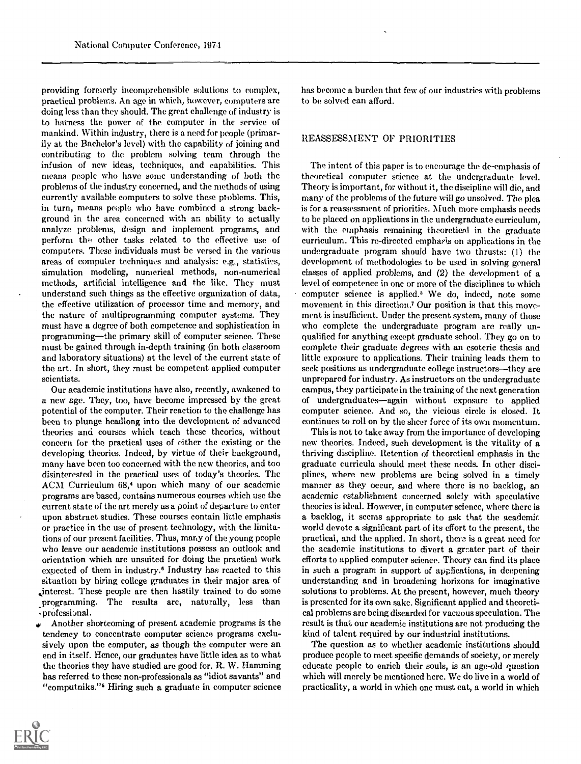providing formerly incomprehensible solutions to complex, practical problems. An age in which, however, computers are doing less than they should. The great challenge of industry is to harness the power of the computer in the service of mankind. Within industry, there is a need for people (primarily at the Bachelor's level) with the capability of joining and contributing to the problem solving team through the infusion of new ideas, techniques, and capabilities. This means people who have some understanding of both the problems of the industry concerned, and the methods of using currently available computers to solve these problems. This, in turn, means people who have combined a strong background in the area concerned with an ability to actually analyze problems, design and implement programs, and perform the other tasks related to the effective use of computers. These individuals must be versed in the various areas of computer techniques and analysis: e.g., statistics, simulation modeling, numerical methods, non-numerical methods, artificial intelligence and the like. They must understand such things as the effective organization of data, the effective utilization of processor time and memory, and the nature of multiprogramming computer systems. They must have a degree of both competence and sophistication in programming—the primary skill of computer science. These must be gained through in-depth training (in both classroom and laboratory situations) at the level of the current state of the art. In short, they must be competent applied computer scientists.

Our academic institutions have also, recently, awakened to a new age. They, too, have become impressed by the great potential of the computer. Their reaction to the challenge has been to plunge headlong into the development of advanced theories and courses which teach these theories, without concern for the practical uses of either the existing or the developing theories. Indeed, by virtue of their background, many have been too concerned with the new theories, and too disinterested in the practical uses of today's theories. The ACM Curriculum 68,[4] upon which many of our academic programs are based, contains numerous courses which use the current state of the art merely as a point of departure to enter upon abstract studies. These courses contain little emphasis or practice in the use of present technology, with the limitations of our present facilities. Thus, many of the young people who leave our academic institutions possess an outlook and orientation which are unsuited for doing the practical work expected of them in industry.[6] Industry has reacted to this situation by hiring college graduates in their major area of interest. These people are then hastily trained to do some programming. The results are, naturally, less than professional.

Another shortcoming of present academic programs is the tendency to concentrate computer science programs exclusively upon the computer, as though the computer were an end in itself. Hence, our graduates have little idea as to what the theories they have studied are good for. R. W. Hamming has referred to these non-professionals as "idiot savants" and "computniks."[5] Hiring such a graduate in computer science has become a burden that few of our industries with problems to be solved can afford.

## REASSESSMENT OF PRIORITIES

The intent of this paper is to encourage the de-emphasis of theoretical computer science at the undergraduate level. Theory is important, for without it, the discipline will die, and many of the problems of the future will go unsolved. The plea is for a reassessment of priorities. Much more emphasis needs to be placed on applications in the undergraduate curriculum, with the emphasis remaining theoretical in the graduate curriculum. This re-directed emphasis on applications in the undergraduate program should have two thrusts: (1) the development of methodologies to be used in solving general classes of applied problems, and (2) the development of a level of competence in one or more of the disciplines to which computer science is applied.[5] We do, indeed, note some movement in this direction.[7] Our position is that this movement is insufficient. Under the present system, many of those who complete the undergraduate program are really unqualified for anything except graduate school. They go on to complete their graduate degrees with an esoteric thesis and little exposure to applications. Their training leads them to seek positions as undergraduate college instructors—they are unprepared for industry. As instructors on the undergraduate campus, they participate in the training of the next generation of undergraduates—again without exposure to applied computer science. And so, the vicious circle is closed. It continues to roll on by the sheer force of its own momentum.

This is not to take away from the importance of developing new theories. Indeed, such development is the vitality of a thriving discipline. Retention of theoretical emphasis in the graduate curricula should meet these needs. In other disciplines, where new problems are being solved in a timely manner as they occur, and where there is no backlog, an academic establishment concerned solely with speculative theories is ideal. However, in computer science, where there is a backlog, it seems appropriate to ask that the academic world devote a significant part of its effort to the present, the practical, and the applied. In short, there is a great need for the academic institutions to divert a greater part of their efforts to applied computer science. Theory can find its place in such a program in support of applications, in deepening understanding and in broadening horizons for imaginative solutions to problems. At the present, however, much theory is presented for its own sake. Significant applied and theoretical problems are being discarded for vacuous speculation. The result is that our academic institutions are not producing the kind of talent required by our industrial institutions.

The question as to whether academic institutions should produce people to meet specific demands of society, or merely educate people to enrich their souls, is an age-old question which will merely be mentioned here. We do live in a world of practicality, a world in which one must eat, a world in which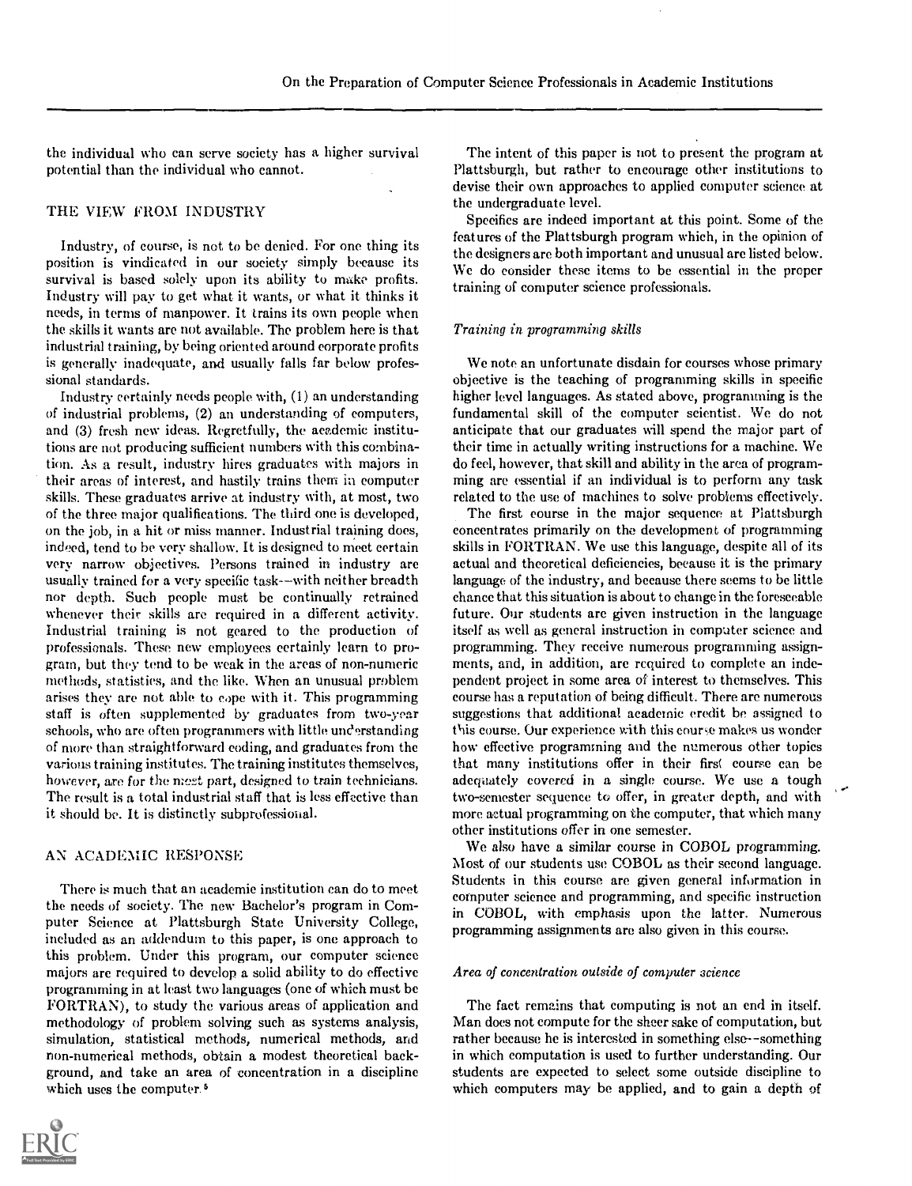the individual who can serve society has a higher survival potential than the individual who cannot.

## THE VIEW FROM INDUSTRY

Industry, of course, is not to be denied. For one thing its position is vindicated in our society simply because its survival is based solely upon its ability to make profits. Industry will pay to get what it wants, or what it thinks it needs, in terms of manpower. It trains its own people when the skills it wants are not available. The problem here is that industrial training, by being oriented around corporate profits is generally inadequate, and usually falls far below professional standards.

Industry certainly needs people with, (1) an understanding of industrial problems, (2) an understanding of computers, and (3) fresh new ideas. Regretfully, the academic institutions are not producing sufficient numbers with this combination. As a result, industry hires graduates with majors in their areas of interest, and hastily trains them in computer skills. These graduates arrive at industry with, at most, two of the three major qualifications. The third one is developed, on the job, in a hit or miss manner. Industrial training does, indeed, tend to be very shallow. It is designed to meet certain very narrow objectives. Persons trained in industry are usually trained for a very specific task—with neither breadth nor depth. Such people must be continually retrained whenever their skills are required in a different activity. Industrial training is not geared to the production of professionals. These new employees certainly learn to program, but they tend to be weak in the areas of non-numeric methods, statistics, and the like. When an unusual problem arises they are not able to cope with it. This programming staff is often supplemented by graduates from two-year schools, who are often programmers with little understanding of more than straightforward coding, and graduates from the various training institutes. The training institutes themselves, however, are for the most part, designed to train technicians. The result is a total industrial staff that is less effective than it should be. It is distinctly subprofessional.

## AN ACADEMIC RESPONSE

There is much that an academic institution can do to meet the needs of society. The new Bachelor's program in Computer Science at Plattsburgh State University College, included as an addendum to this paper, is one approach to this problem. Under this program, our computer science majors are required to develop a solid ability to do effective programming in at least two languages (one of which must be FORTRAN), to study the various areas of application and methodology of problem solving such as systems analysis, simulation, statistical methods, numerical methods, and non-numerical methods, obtain a modest theoretical background, and take an area of concentration in a discipline which uses the computer.[5]

The intent of this paper is not to present the program at Plattsburgh, but rather to encourage other institutions to devise their own approaches to applied computer science at the undergraduate level.

Specifics are indeed important at this point. Some of the features of the Plattsburgh program which, in the opinion of the designers are both important and unusual are listed below. We do consider these items to be essential in the proper training of computer science professionals.

### *Training in programming skills*

We note an unfortunate disdain for courses whose primary objective is the teaching of programming skills in specific higher level languages. As stated above, programming is the fundamental skill of the computer scientist. We do not anticipate that our graduates will spend the major part of their time in actually writing instructions for a machine. We do feel, however, that skill and ability in the area of programming are essential if an individual is to perform any task related to the use of machines to solve problems effectively.

The first course in the major sequence at Plattsburgh concentrates primarily on the development of programming skills in FORTRAN. We use this language, despite all of its actual and theoretical deficiencies, because it is the primary language of the industry, and because there seems to be little chance that this situation is about to change in the foreseeable future. Our students are given instruction in the language itself as well as general instruction in computer science and programming. They receive numerous programming assignments, and, in addition, are required to complete an independent project in some area of interest to themselves. This course has a reputation of being difficult. There are numerous suggestions that additional academic credit be assigned to this course. Our experience with this course makes us wonder how effective programming and the numerous other topics that many institutions offer in their first course can be adequately covered in a single course. We use a tough two-semester sequence to offer, in greater depth, and with more actual programming on the computer, that which many other institutions offer in one semester.

We also have a similar course in COBOL programming. Most of our students use COBOL as their second language. Students in this course are given general information in computer science and programming, and specific instruction in COBOL, with emphasis upon the latter. Numerous programming assignments are also given in this course.

### *Area of concentration outside of computer science*

The fact remains that computing is not an end in itself. Man does not compute for the sheer sake of computation, but rather because he is interested in something else—something in which computation is used to further understanding. Our students are expected to select some outside discipline to which computers may be applied, and to gain a depth of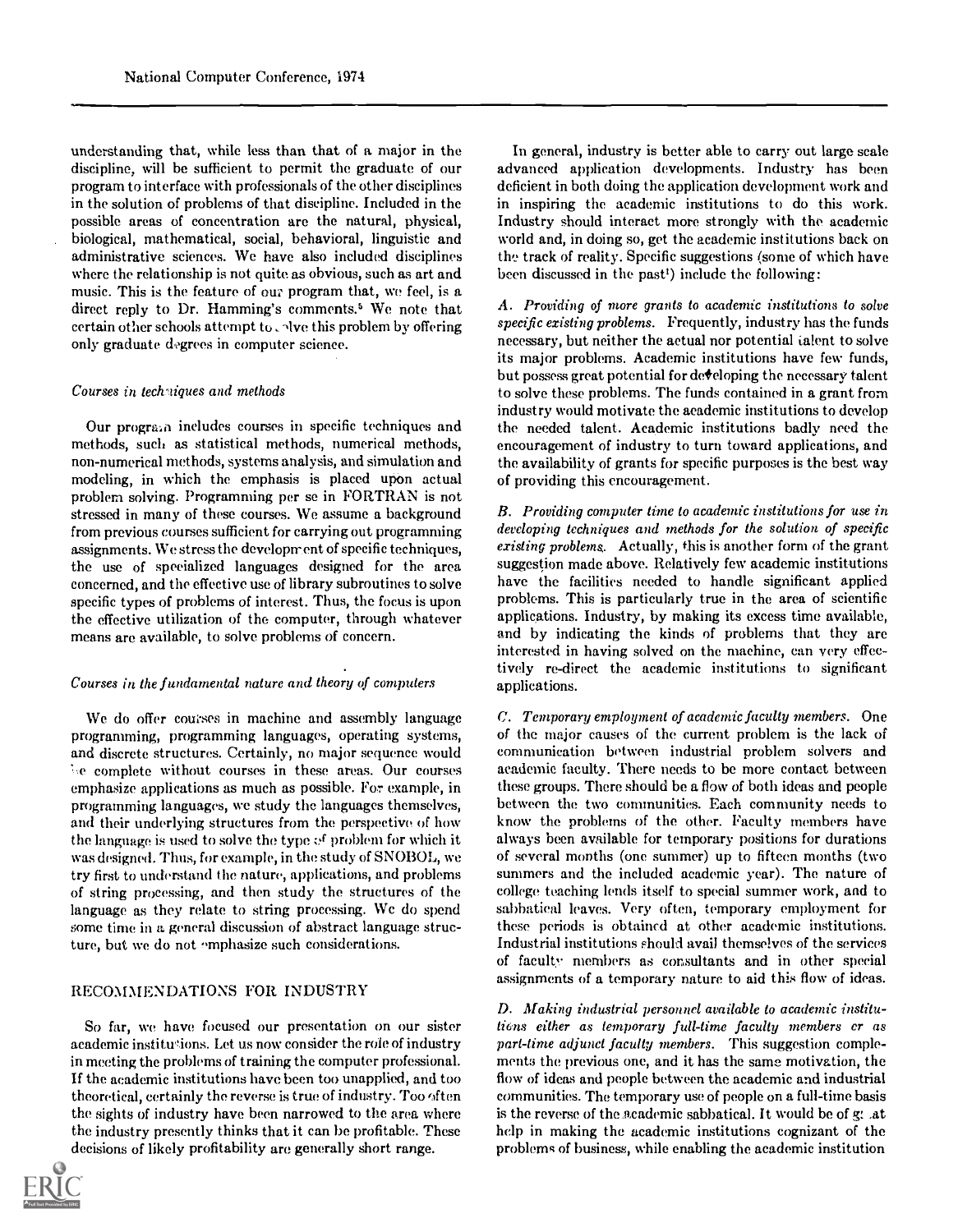understanding that, while less than that of a major in the discipline, will be sufficient to permit the graduate of our program to interface with professionals of the other disciplines in the solution of problems of that discipline. Included in the possible areas of concentration are the natural, physical, biological, mathematical, social, behavioral, linguistic and administrative sciences. We have also included disciplines where the relationship is not quite as obvious, such as art and music. This is the feature of our program that, we feel, is a direct reply to Dr. Hamming's comments.[5] We note that certain other schools attempt to solve this problem by offering only graduate degrees in computer science.

### *Courses in techniques and methods*

Our program includes courses in specific techniques and methods, such as statistical methods, numerical methods, non-numerical methods, systems analysis, and simulation and modeling, in which the emphasis is placed upon actual problem solving. Programming per se in FORTRAN is not stressed in many of these courses. We assume a background from previous courses sufficient for carrying out programming assignments. We stress the development of specific techniques, the use of specialized languages designed for the area concerned, and the effective use of library subroutines to solve specific types of problems of interest. Thus, the focus is upon the effective utilization of the computer, through whatever means are available, to solve problems of concern.

### *Courses in the fundamental nature and theory of computers*

We do offer courses in machine and assembly language programming, programming languages, operating systems, and discrete structures. Certainly, no major sequence would be complete without courses in these areas. Our courses emphasize applications as much as possible. For example, in programming languages, we study the languages themselves, and their underlying structures from the perspective of how the language is used to solve the type of problem for which it was designed. Thus, for example, in the study of SNOBOL, we try first to understand the nature, applications, and problems of string processing, and then study the structures of the language as they relate to string processing. We do spend some time in a general discussion of abstract language structure, but we do not emphasize such considerations.

## RECOMMENDATIONS FOR INDUSTRY

So far, we have focused our presentation on our sister academic institutions. Let us now consider the role of industry in meeting the problems of training the computer professional. If the academic institutions have been too unapplied, and too theoretical, certainly the reverse is true of industry. Too often the sights of industry have been narrowed to the area where the industry presently thinks that it can be profitable. These decisions of likely profitability are generally short range.

In general, industry is better able to carry out large scale advanced application developments. Industry has been deficient in both doing the application development work and in inspiring the academic institutions to do this work. Industry should interact more strongly with the academic world and, in doing so, get the academic institutions back on the track of reality. Specific suggestions (some of which have been discussed in the past[1]) include the following:

*A. Providing of more grants to academic institutions to solve specific existing problems.* Frequently, industry has the funds necessary, but neither the actual nor potential talent to solve its major problems. Academic institutions have few funds, but possess great potential for developing the necessary talent to solve these problems. The funds contained in a grant from industry would motivate the academic institutions to develop the needed talent. Academic institutions badly need the encouragement of industry to turn toward applications, and the availability of grants for specific purposes is the best way of providing this encouragement.

*B. Providing computer time to academic institutions for use in developing techniques and methods for the solution of specific existing problems.* Actually, this is another form of the grant suggestion made above. Relatively few academic institutions have the facilities needed to handle significant applied problems. This is particularly true in the area of scientific applications. Industry, by making its excess time available, and by indicating the kinds of problems that they are interested in having solved on the machine, can very effectively re-direct the academic institutions to significant applications.

*C. Temporary employment of academic faculty members.* One of the major causes of the current problem is the lack of communication between industrial problem solvers and academic faculty. There needs to be more contact between these groups. There should be a flow of both ideas and people between the two communities. Each community needs to know the problems of the other. Faculty members have always been available for temporary positions for durations of several months (one summer) up to fifteen months (two summers and the included academic year). The nature of college teaching lends itself to special summer work, and to sabbatical leaves. Very often, temporary employment for these periods is obtained at other academic institutions. Industrial institutions should avail themselves of the services of faculty members as consultants and in other special assignments of a temporary nature to aid this flow of ideas.

*D. Making industrial personnel available to academic institutions either as temporary full-time faculty members or as part-time adjunct faculty members.* This suggestion complements the previous one, and it has the same motivation, the flow of ideas and people between the academic and industrial communities. The temporary use of people on a full-time basis is the reverse of the academic sabbatical. It would be of great help in making the academic institutions cognizant of the problems of business, while enabling the academic institution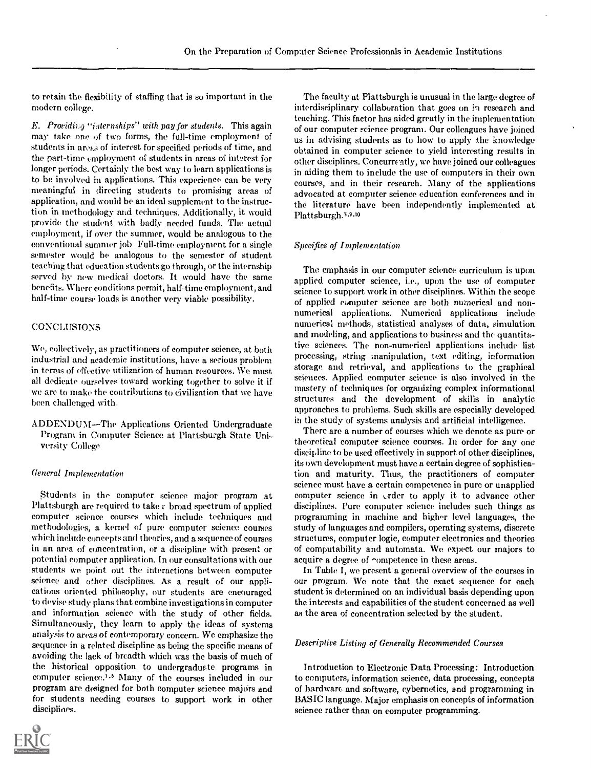to retain the flexibility of staffing that is so important in the modern college.

*E. Providing "internships" with pay for students.* This again may take one of two forms, the full-time employment of students in areas of interest for specified periods of time, and the part-time employment of students in areas of interest for longer periods. Certainly the best way to learn applications is to be involved in applications. This experience can be very meaningful in directing students to promising areas of application, and would be an ideal supplement to the instruction in methodology and techniques. Additionally, it would provide the student with badly needed funds. The actual employment, if over the summer, would be analogous to the conventional summer job. Full-time employment for a single semester would be analogous to the semester of student teaching that education students go through, or the internship served by new medical doctors. It would have the same benefits. Where conditions permit, half-time employment, and half-time course loads is another very viable possibility.

## CONCLUSIONS

We, collectively, as practitioners of computer science, at both industrial and academic institutions, have a serious problem in terms of effective utilization of human resources. We must all dedicate ourselves toward working together to solve it if we are to make the contributions to civilization that we have been challenged with.

## ADDENDUM—The Applications Oriented Undergraduate Program in Computer Science at Plattsburgh State University College

### *General Implementation*

Students in the computer science major program at Plattsburgh are required to take a broad spectrum of applied computer science courses which include techniques and methodologies, a kernel of pure computer science courses which include concepts and theories, and a sequence of courses in an area of concentration, or a discipline with present or potential computer application. In our consultations with our students we point out the interactions between computer science and other disciplines. As a result of our applications oriented philosophy, our students are encouraged to devise study plans that combine investigations in computer and information science with the study of other fields. Simultaneously, they learn to apply the ideas of systems analysis to areas of contemporary concern. We emphasize the sequence in a related discipline as being the specific means of avoiding the lack of breadth which was the basis of much of the historical opposition to undergraduate programs in computer science.[1-5] Many of the courses included in our program are designed for both computer science majors and for students needing courses to support work in other disciplines.

The faculty at Plattsburgh is unusual in the large degree of interdisciplinary collaboration that goes on in research and teaching. This factor has aided greatly in the implementation of our computer science program. Our colleagues have joined us in advising students as to how to apply the knowledge obtained in computer science to yield interesting results in other disciplines. Concurrently, we have joined our colleagues in aiding them to include the use of computers in their own courses, and in their research. Many of the applications advocated at computer science education conferences and in the literature have been independently implemented at Plattsburgh.[8,9,10]

### *Specifics of Implementation*

The emphasis in our computer science curriculum is upon applied computer science, i.e., upon the use of computer science to support work in other disciplines. Within the scope of applied computer science are both numerical and non-numerical applications. Numerical applications include numerical methods, statistical analyses of data, simulation and modeling, and applications to business and the quantitative sciences. The non-numerical applications include list processing, string manipulation, text editing, information storage and retrieval, and applications to the graphical sciences. Applied computer science is also involved in the mastery of techniques for organizing complex informational structures and the development of skills in analytic approaches to problems. Such skills are especially developed in the study of systems analysis and artificial intelligence.

There are a number of courses which we denote as pure or theoretical computer science courses. In order for any one discipline to be used effectively in support of other disciplines, its own development must have a certain degree of sophistication and maturity. Thus, the practitioners of computer science must have a certain competence in pure or unapplied computer science in order to apply it to advance other disciplines. Pure computer science includes such things as programming in machine and higher level languages, the study of languages and compilers, operating systems, discrete structures, computer logic, computer electronics and theories of computability and automata. We expect our majors to acquire a degree of competence in these areas.

In Table I, we present a general overview of the courses in our program. We note that the exact sequence for each student is determined on an individual basis depending upon the interests and capabilities of the student concerned as well as the area of concentration selected by the student.

### *Descriptive Listing of Generally Recommended Courses*

Introduction to Electronic Data Processing: Introduction to computers, information science, data processing, concepts of hardware and software, cybernetics, and programming in BASIC language. Major emphasis on concepts of information science rather than on computer programming.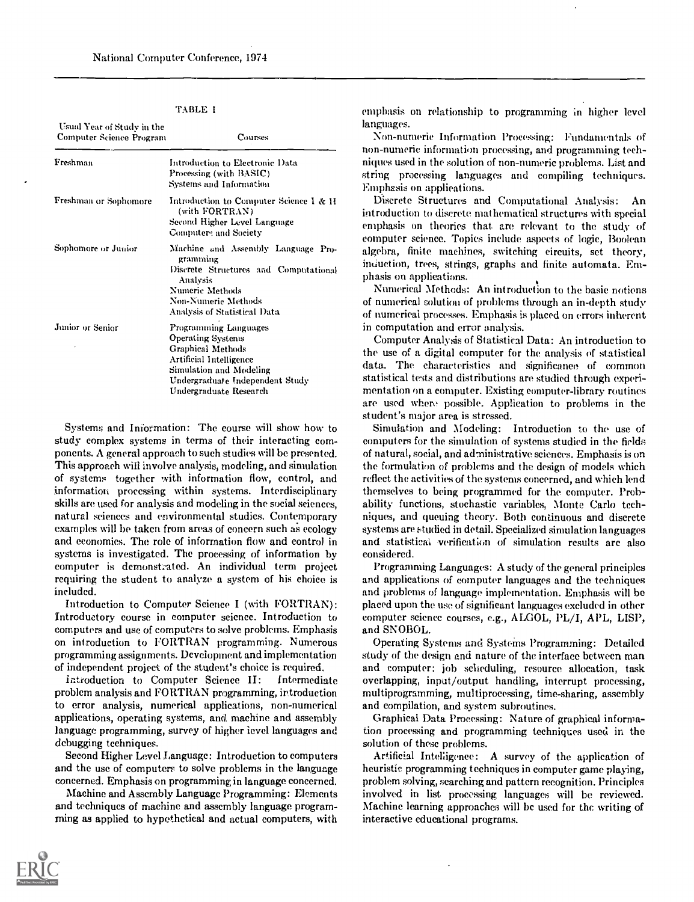TABLE I

| Usual Year of Study in the Computer Science Program | Courses |
|---|---|
| Freshman | Introduction to Electronic Data Processing (with BASIC)<br>Systems and Information |
| Freshman or Sophomore | Introduction to Computer Science I & II (with FORTRAN)<br>Second Higher Level Language<br>Computers and Society |
| Sophomore or Junior | Machine and Assembly Language Programming<br>Discrete Structures and Computational Analysis<br>Numeric Methods<br>Non-Numeric Methods<br>Analysis of Statistical Data |
| Junior or Senior | Programming Languages<br>Operating Systems<br>Graphical Methods<br>Artificial Intelligence<br>Simulation and Modeling<br>Undergraduate Independent Study<br>Undergraduate Research |

Systems and Information: The course will show how to study complex systems in terms of their interacting components. A general approach to such studies will be presented. This approach will involve analysis, modeling, and simulation of systems together with information flow, control, and information processing within systems. Interdisciplinary skills are used for analysis and modeling in the social sciences, natural sciences and environmental studies. Contemporary examples will be taken from areas of concern such as ecology and economics. The role of information flow and control in systems is investigated. The processing of information by computer is demonstrated. An individual term project requiring the student to analyze a system of his choice is included.

Introduction to Computer Science I (with FORTRAN): Introductory course in computer science. Introduction to computers and use of computers to solve problems. Emphasis on introduction to FORTRAN programming. Numerous programming assignments. Development and implementation of independent project of the student's choice is required.

Introduction to Computer Science II: Intermediate problem analysis and FORTRAN programming, introduction to error analysis, numerical applications, non-numerical applications, operating systems, and machine and assembly language programming, survey of higher level languages and debugging techniques.

Second Higher Level Language: Introduction to computers and the use of computers to solve problems in the language concerned. Emphasis on programming in language concerned.

Machine and Assembly Language Programming: Elements and techniques of machine and assembly language programming as applied to hypothetical and actual computers, with emphasis on relationship to programming in higher level languages.

Non-numeric Information Processing: Fundamentals of non-numeric information processing, and programming techniques used in the solution of non-numeric problems. List and string processing languages and compiling techniques. Emphasis on applications.

Discrete Structures and Computational Analysis: An introduction to discrete mathematical structures with special emphasis on theories that are relevant to the study of computer science. Topics include aspects of logic, Boolean algebra, finite machines, switching circuits, set theory, induction, trees, strings, graphs and finite automata. Emphasis on applications.

Numerical Methods: An introduction to the basic notions of numerical solution of problems through an in-depth study of numerical processes. Emphasis is placed on errors inherent in computation and error analysis.

Computer Analysis of Statistical Data: An introduction to the use of a digital computer for the analysis of statistical data. The characteristics and significance of common statistical tests and distributions are studied through experimentation on a computer. Existing computer-library routines are used where possible. Application to problems in the student's major area is stressed.

Simulation and Modeling: Introduction to the use of computers for the simulation of systems studied in the fields of natural, social, and administrative sciences. Emphasis is on the formulation of problems and the design of models which reflect the activities of the systems concerned, and which lend themselves to being programmed for the computer. Probability functions, stochastic variables, Monte Carlo techniques, and queuing theory. Both continuous and discrete systems are studied in detail. Specialized simulation languages and statistical verification of simulation results are also considered.

Programming Languages: A study of the general principles and applications of computer languages and the techniques and problems of language implementation. Emphasis will be placed upon the use of significant languages excluded in other computer science courses, e.g., ALGOL, PL/I, APL, LISP, and SNOBOL.

Operating Systems and Systems Programming: Detailed study of the design and nature of the interface between man and computer: job scheduling, resource allocation, task overlapping, input/output handling, interrupt processing, multiprogramming, multiprocessing, time-sharing, assembly and compilation, and system subroutines.

Graphical Data Processing: Nature of graphical information processing and programming techniques used in the solution of these problems.

Artificial Intelligence: A survey of the application of heuristic programming techniques in computer game playing, problem solving, searching and pattern recognition. Principles involved in list processing languages will be reviewed. Machine learning approaches will be used for the writing of interactive educational programs.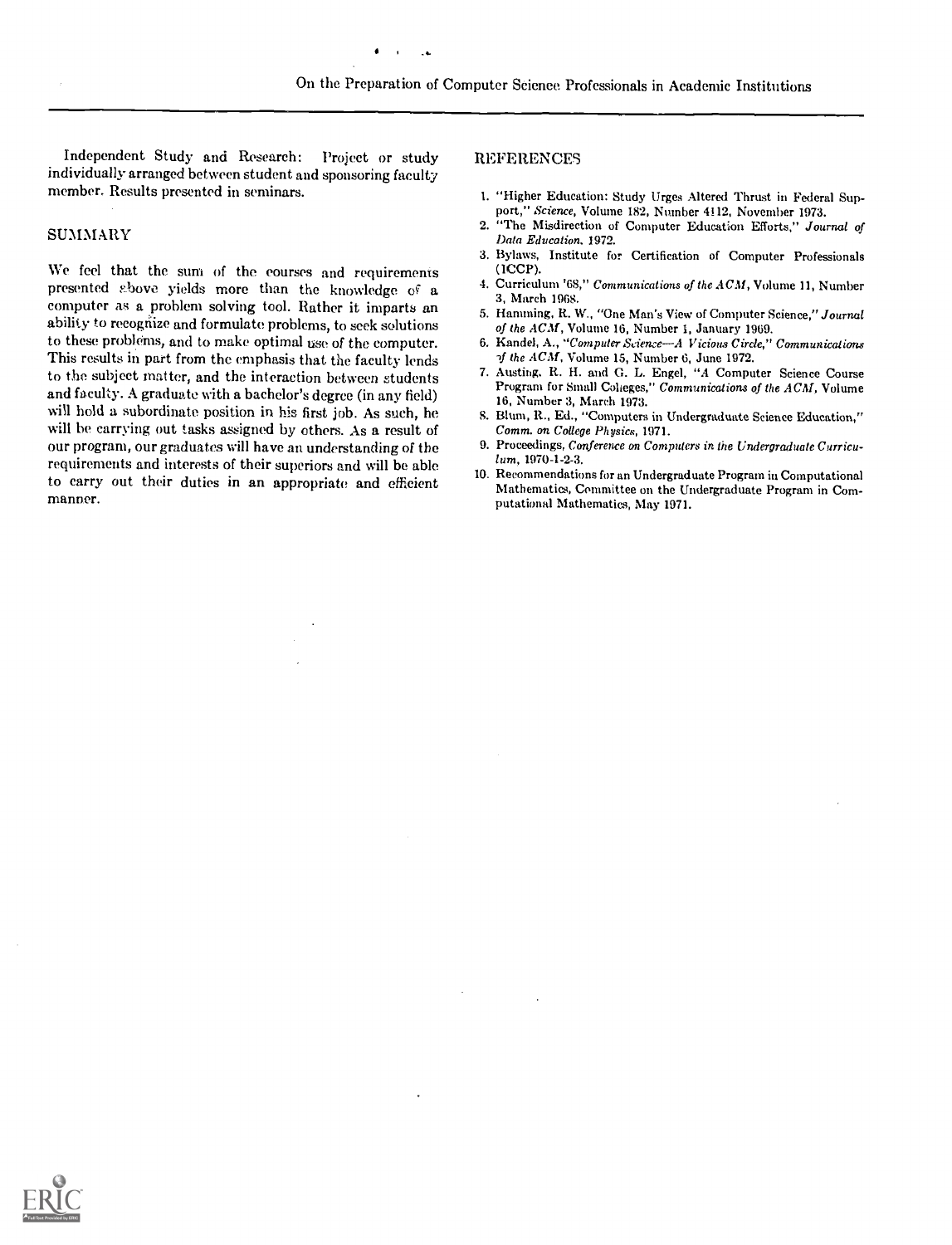Independent Study and Research: Project or study individually arranged between student and sponsoring faculty member. Results presented in seminars.

## SUMMARY

We feel that the sum of the courses and requirements presented above yields more than the knowledge of a computer as a problem solving tool. Rather it imparts an ability to recognize and formulate problems, to seek solutions to these problems, and to make optimal use of the computer. This results in part from the emphasis that the faculty lends to the subject matter, and the interaction between students and faculty. A graduate with a bachelor's degree (in any field) will hold a subordinate position in his first job. As such, he will be carrying out tasks assigned by others. As a result of our program, our graduates will have an understanding of the requirements and interests of their superiors and will be able to carry out their duties in an appropriate and efficient manner.

## REFERENCES

1. "Higher Education: Study Urges Altered Thrust in Federal Support," *Science*, Volume 182, Number 4112, November 1973.
2. "The Misdirection of Computer Education Efforts," *Journal of Data Education*, 1972.
3. Bylaws, Institute for Certification of Computer Professionals (ICCP).
4. Curriculum '68," *Communications of the ACM*, Volume 11, Number 3, March 1968.
5. Hamming, R. W., "One Man's View of Computer Science," *Journal of the ACM*, Volume 16, Number 1, January 1969.
6. Kandel, A., "*Computer Science—A Vicious Circle*," *Communications of the ACM*, Volume 15, Number 6, June 1972.
7. Austing, R. H. and G. L. Engel, "*A* Computer Science Course Program for Small Colleges," *Communications of the ACM*, Volume 16, Number 3, March 1973.
8. Blum, R., Ed., "Computers in Undergraduate Science Education," *Comm. on College Physics*, 1971.
9. Proceedings, *Conference on Computers in the Undergraduate Curriculum*, 1970-1-2-3.
10. Recommendations for an Undergraduate Program in Computational Mathematics, Committee on the Undergraduate Program in Computational Mathematics, May 1971.